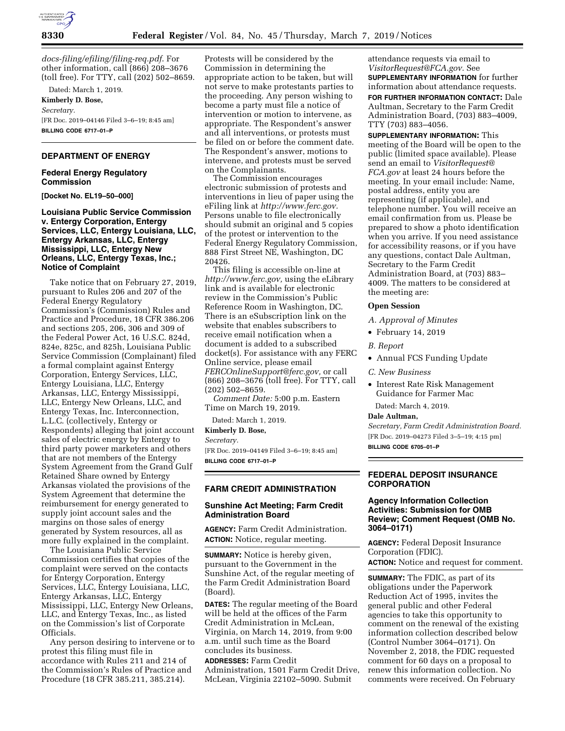*docs-filing/efiling/filing-req.pdf.* For other information, call (866) 208–3676 (toll free). For TTY, call (202) 502–8659.

Dated: March 1, 2019.

**Kimberly D. Bose,**

*Secretary.*

[FR Doc. 2019–04146 Filed 3–6–19; 8:45 am]

**BILLING CODE 6717–01–P**

## DEPARTMENT OF ENERGY

### Federal Energy Regulatory Commission

**[Docket No. EL19–50–000]**

### Louisiana Public Service Commission v. Entergy Corporation, Entergy Services, LLC, Entergy Louisiana, LLC, Entergy Arkansas, LLC, Entergy Mississippi, LLC, Entergy New Orleans, LLC, Entergy Texas, Inc.; Notice of Complaint

Take notice that on February 27, 2019, pursuant to Rules 206 and 207 of the Federal Energy Regulatory Commission's (Commission) Rules and Practice and Procedure, 18 CFR 386.206 and sections 205, 206, 306 and 309 of the Federal Power Act, 16 U.S.C. 824d, 824e, 825c, and 825h, Louisiana Public Service Commission (Complainant) filed a formal complaint against Entergy Corporation, Entergy Services, LLC, Entergy Louisiana, LLC, Entergy Arkansas, LLC, Entergy Mississippi, LLC, Entergy New Orleans, LLC, and Entergy Texas, Inc. Interconnection, L.L.C. (collectively, Entergy or Respondents) alleging that joint account sales of electric energy by Entergy to third party power marketers and others that are not members of the Entergy System Agreement from the Grand Gulf Retained Share owned by Entergy Arkansas violated the provisions of the System Agreement that determine the reimbursement for energy generated to supply joint account sales and the margins on those sales of energy generated by System resources, all as more fully explained in the complaint.

The Louisiana Public Service Commission certifies that copies of the complaint were served on the contacts for Entergy Corporation, Entergy Services, LLC, Entergy Louisiana, LLC, Entergy Arkansas, LLC, Entergy Mississippi, LLC, Entergy New Orleans, LLC, and Entergy Texas, Inc., as listed on the Commission's list of Corporate Officials.

Any person desiring to intervene or to protest this filing must file in accordance with Rules 211 and 214 of the Commission's Rules of Practice and Procedure (18 CFR 385.211, 385.214). Protests will be considered by the Commission in determining the appropriate action to be taken, but will not serve to make protestants parties to the proceeding. Any person wishing to become a party must file a notice of intervention or motion to intervene, as appropriate. The Respondent's answer and all interventions, or protests must be filed on or before the comment date. The Respondent's answer, motions to intervene, and protests must be served on the Complainants.

The Commission encourages electronic submission of protests and interventions in lieu of paper using the eFiling link at *http://www.ferc.gov.* Persons unable to file electronically should submit an original and 5 copies of the protest or intervention to the Federal Energy Regulatory Commission, 888 First Street NE, Washington, DC 20426.

This filing is accessible on-line at *http://www.ferc.gov,* using the eLibrary link and is available for electronic review in the Commission's Public Reference Room in Washington, DC. There is an eSubscription link on the website that enables subscribers to receive email notification when a document is added to a subscribed docket(s). For assistance with any FERC Online service, please email *FERCOnlineSupport@ferc.gov,* or call (866) 208–3676 (toll free). For TTY, call (202) 502–8659.

*Comment Date:* 5:00 p.m. Eastern Time on March 19, 2019.

Dated: March 1, 2019.

**Kimberly D. Bose,**

*Secretary.*

[FR Doc. 2019–04149 Filed 3–6–19; 8:45 am]

**BILLING CODE 6717–01–P**

## FARM CREDIT ADMINISTRATION

### Sunshine Act Meeting; Farm Credit Administration Board

**AGENCY:** Farm Credit Administration.

**ACTION:** Notice, regular meeting.

**SUMMARY:** Notice is hereby given, pursuant to the Government in the Sunshine Act, of the regular meeting of the Farm Credit Administration Board (Board).

**DATES:** The regular meeting of the Board will be held at the offices of the Farm Credit Administration in McLean, Virginia, on March 14, 2019, from 9:00 a.m. until such time as the Board concludes its business.

**ADDRESSES:** Farm Credit Administration, 1501 Farm Credit Drive, McLean, Virginia 22102–5090. Submit attendance requests via email to *VisitorRequest@FCA.gov.* See **SUPPLEMENTARY INFORMATION** for further information about attendance requests.

**FOR FURTHER INFORMATION CONTACT:** Dale Aultman, Secretary to the Farm Credit Administration Board, (703) 883–4009, TTY (703) 883–4056.

**SUPPLEMENTARY INFORMATION:** This meeting of the Board will be open to the public (limited space available). Please send an email to *VisitorRequest@FCA.gov* at least 24 hours before the meeting. In your email include: Name, postal address, entity you are representing (if applicable), and telephone number. You will receive an email confirmation from us. Please be prepared to show a photo identification when you arrive. If you need assistance for accessibility reasons, or if you have any questions, contact Dale Aultman, Secretary to the Farm Credit Administration Board, at (703) 883–4009. The matters to be considered at the meeting are:

#### Open Session

*A. Approval of Minutes*

- February 14, 2019

*B. Report*

- Annual FCS Funding Update

*C. New Business*

- Interest Rate Risk Management Guidance for Farmer Mac

Dated: March 4, 2019.

**Dale Aultman,**

*Secretary, Farm Credit Administration Board.*

[FR Doc. 2019–04273 Filed 3–5–19; 4:15 pm]

**BILLING CODE 6705–01–P**

## FEDERAL DEPOSIT INSURANCE CORPORATION

### Agency Information Collection Activities: Submission for OMB Review; Comment Request (OMB No. 3064–0171)

**AGENCY:** Federal Deposit Insurance Corporation (FDIC).

**ACTION:** Notice and request for comment.

**SUMMARY:** The FDIC, as part of its obligations under the Paperwork Reduction Act of 1995, invites the general public and other Federal agencies to take this opportunity to comment on the renewal of the existing information collection described below (Control Number 3064–0171). On November 2, 2018, the FDIC requested comment for 60 days on a proposal to renew this information collection. No comments were received. On February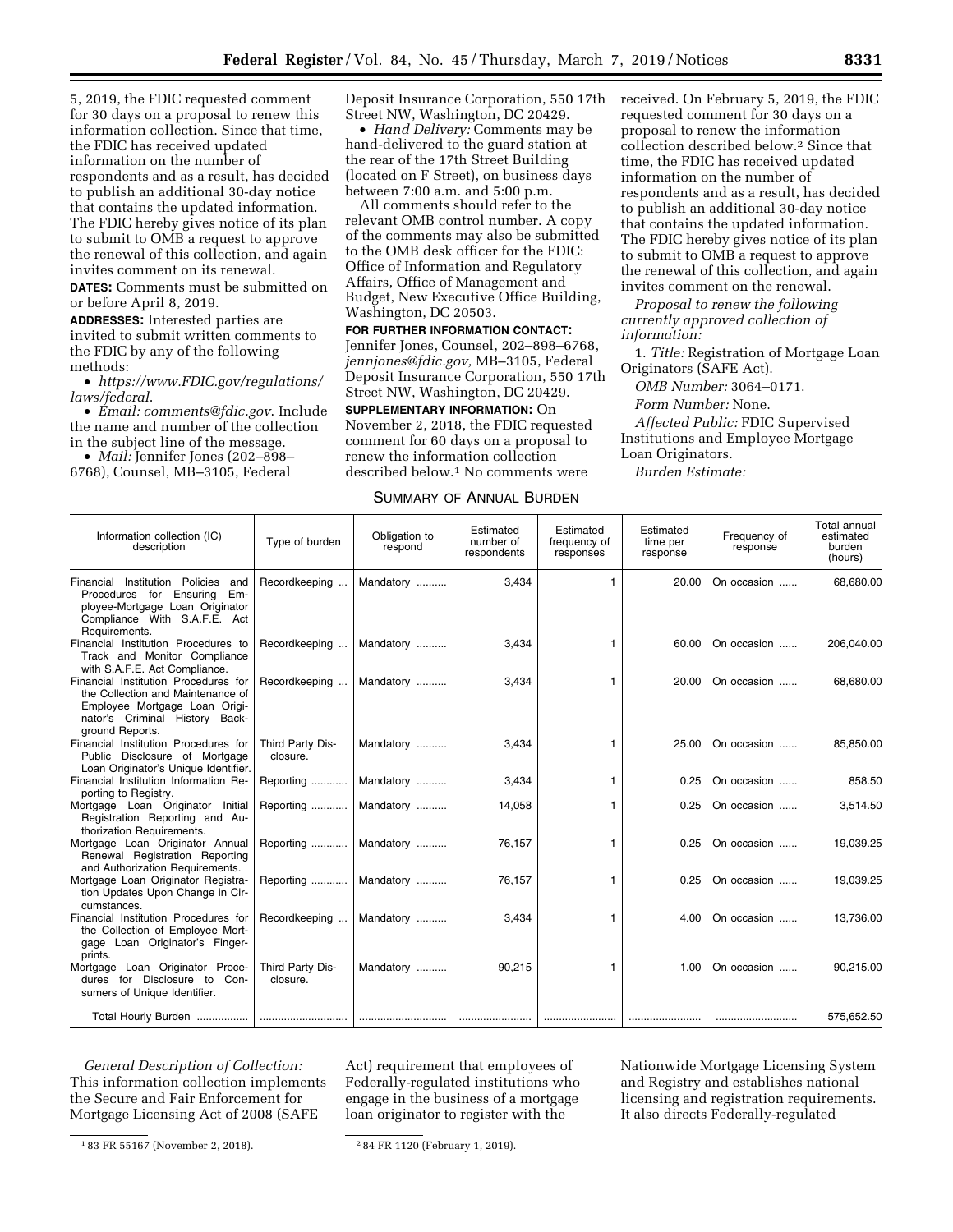5, 2019, the FDIC requested comment for 30 days on a proposal to renew this information collection. Since that time, the FDIC has received updated information on the number of respondents and as a result, has decided to publish an additional 30-day notice that contains the updated information. The FDIC hereby gives notice of its plan to submit to OMB a request to approve the renewal of this collection, and again invites comment on its renewal.

**DATES:** Comments must be submitted on or before April 8, 2019.

**ADDRESSES:** Interested parties are invited to submit written comments to the FDIC by any of the following methods:

- *https://www.FDIC.gov/regulations/laws/federal.*
- *Email: comments@fdic.gov.* Include the name and number of the collection in the subject line of the message.
- *Mail:* Jennifer Jones (202–898–6768), Counsel, MB–3105, Federal Deposit Insurance Corporation, 550 17th Street NW, Washington, DC 20429.
- *Hand Delivery:* Comments may be hand-delivered to the guard station at the rear of the 17th Street Building (located on F Street), on business days between 7:00 a.m. and 5:00 p.m.

All comments should refer to the relevant OMB control number. A copy of the comments may also be submitted to the OMB desk officer for the FDIC: Office of Information and Regulatory Affairs, Office of Management and Budget, New Executive Office Building, Washington, DC 20503.

**FOR FURTHER INFORMATION CONTACT:** Jennifer Jones, Counsel, 202–898–6768, *jennjones@fdic.gov,* MB–3105, Federal Deposit Insurance Corporation, 550 17th Street NW, Washington, DC 20429.

**SUPPLEMENTARY INFORMATION:** On November 2, 2018, the FDIC requested comment for 60 days on a proposal to renew the information collection described below.[1] No comments were received. On February 5, 2019, the FDIC requested comment for 30 days on a proposal to renew the information collection described below.[2] Since that time, the FDIC has received updated information on the number of respondents and as a result, has decided to publish an additional 30-day notice that contains the updated information. The FDIC hereby gives notice of its plan to submit to OMB a request to approve the renewal of this collection, and again invites comment on the renewal.

*Proposal to renew the following currently approved collection of information:*

1. *Title:* Registration of Mortgage Loan Originators (SAFE Act).

*OMB Number:* 3064–0171.

*Form Number:* None.

*Affected Public:* FDIC Supervised Institutions and Employee Mortgage Loan Originators.

*Burden Estimate:*

SUMMARY OF ANNUAL BURDEN

| Information collection (IC) description | Type of burden | Obligation to respond | Estimated number of respondents | Estimated frequency of responses | Estimated time per response | Frequency of response | Total annual estimated burden (hours) |
|---|---|---|---|---|---|---|---|
| Financial Institution Policies and Procedures for Ensuring Employee-Mortgage Loan Originator Compliance With S.A.F.E. Act Requirements. | Recordkeeping | Mandatory | 3,434 | 1 | 20.00 | On occasion | 68,680.00 |
| Financial Institution Procedures to Track and Monitor Compliance with S.A.F.E. Act Compliance. | Recordkeeping | Mandatory | 3,434 | 1 | 60.00 | On occasion | 206,040.00 |
| Financial Institution Procedures for the Collection and Maintenance of Employee Mortgage Loan Originator's Criminal History Background Reports. | Recordkeeping | Mandatory | 3,434 | 1 | 20.00 | On occasion | 68,680.00 |
| Financial Institution Procedures for Public Disclosure of Mortgage Loan Originator's Unique Identifier. | Third Party Disclosure. | Mandatory | 3,434 | 1 | 25.00 | On occasion | 85,850.00 |
| Financial Institution Information Reporting to Registry. | Reporting | Mandatory | 3,434 | 1 | 0.25 | On occasion | 858.50 |
| Mortgage Loan Originator Initial Registration Reporting and Authorization Requirements. | Reporting | Mandatory | 14,058 | 1 | 0.25 | On occasion | 3,514.50 |
| Mortgage Loan Originator Annual Renewal Registration Reporting and Authorization Requirements. | Reporting | Mandatory | 76,157 | 1 | 0.25 | On occasion | 19,039.25 |
| Mortgage Loan Originator Registration Updates Upon Change in Circumstances. | Reporting | Mandatory | 76,157 | 1 | 0.25 | On occasion | 19,039.25 |
| Financial Institution Procedures for the Collection of Employee Mortgage Loan Originator's Fingerprints. | Recordkeeping | Mandatory | 3,434 | 1 | 4.00 | On occasion | 13,736.00 |
| Mortgage Loan Originator Procedures for Disclosure to Consumers of Unique Identifier. | Third Party Disclosure. | Mandatory | 90,215 | 1 | 1.00 | On occasion | 90,215.00 |
| Total Hourly Burden | | | | | | | 575,652.50 |

*General Description of Collection:* This information collection implements the Secure and Fair Enforcement for Mortgage Licensing Act of 2008 (SAFE Act) requirement that employees of Federally-regulated institutions who engage in the business of a mortgage loan originator to register with the Nationwide Mortgage Licensing System and Registry and establishes national licensing and registration requirements. It also directs Federally-regulated

[1] 83 FR 55167 (November 2, 2018).

[2] 84 FR 1120 (February 1, 2019).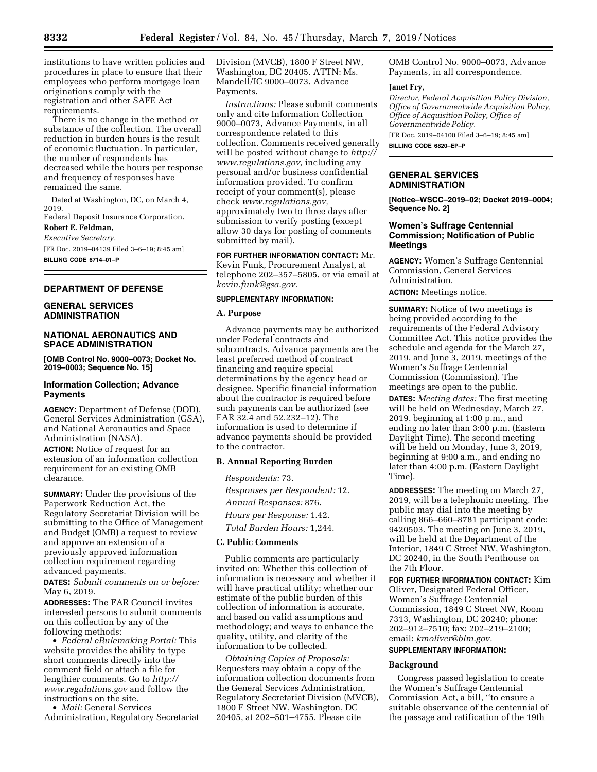institutions to have written policies and procedures in place to ensure that their employees who perform mortgage loan originations comply with the registration and other SAFE Act requirements.

There is no change in the method or substance of the collection. The overall reduction in burden hours is the result of economic fluctuation. In particular, the number of respondents has decreased while the hours per response and frequency of responses have remained the same.

Dated at Washington, DC, on March 4, 2019.

Federal Deposit Insurance Corporation.

**Robert E. Feldman,**

*Executive Secretary.*

[FR Doc. 2019–04139 Filed 3–6–19; 8:45 am]

**BILLING CODE 6714–01–P**

## DEPARTMENT OF DEFENSE

## GENERAL SERVICES ADMINISTRATION

## NATIONAL AERONAUTICS AND SPACE ADMINISTRATION

**[OMB Control No. 9000–0073; Docket No. 2019–0003; Sequence No. 15]**

### Information Collection; Advance Payments

**AGENCY:** Department of Defense (DOD), General Services Administration (GSA), and National Aeronautics and Space Administration (NASA).

**ACTION:** Notice of request for an extension of an information collection requirement for an existing OMB clearance.

**SUMMARY:** Under the provisions of the Paperwork Reduction Act, the Regulatory Secretariat Division will be submitting to the Office of Management and Budget (OMB) a request to review and approve an extension of a previously approved information collection requirement regarding advanced payments.

**DATES:** *Submit comments on or before:* May 6, 2019.

**ADDRESSES:** The FAR Council invites interested persons to submit comments on this collection by any of the following methods:

• *Federal eRulemaking Portal:* This website provides the ability to type short comments directly into the comment field or attach a file for lengthier comments. Go to *http://www.regulations.gov* and follow the instructions on the site.

• *Mail:* General Services Administration, Regulatory Secretariat Division (MVCB), 1800 F Street NW, Washington, DC 20405. ATTN: Ms. Mandell/IC 9000–0073, Advance Payments.

*Instructions:* Please submit comments only and cite Information Collection 9000–0073, Advance Payments, in all correspondence related to this collection. Comments received generally will be posted without change to *http://www.regulations.gov,* including any personal and/or business confidential information provided. To confirm receipt of your comment(s), please check *www.regulations.gov,* approximately two to three days after submission to verify posting (except allow 30 days for posting of comments submitted by mail).

**FOR FURTHER INFORMATION CONTACT:** Mr. Kevin Funk, Procurement Analyst, at telephone 202–357–5805, or via email at *kevin.funk@gsa.gov.*

**SUPPLEMENTARY INFORMATION:**

#### A. Purpose

Advance payments may be authorized under Federal contracts and subcontracts. Advance payments are the least preferred method of contract financing and require special determinations by the agency head or designee. Specific financial information about the contractor is required before such payments can be authorized (see FAR 32.4 and 52.232–12). The information is used to determine if advance payments should be provided to the contractor.

#### B. Annual Reporting Burden

*Respondents:* 73.

*Responses per Respondent:* 12.

*Annual Responses:* 876.

*Hours per Response:* 1.42.

*Total Burden Hours:* 1,244.

#### C. Public Comments

Public comments are particularly invited on: Whether this collection of information is necessary and whether it will have practical utility; whether our estimate of the public burden of this collection of information is accurate, and based on valid assumptions and methodology; and ways to enhance the quality, utility, and clarity of the information to be collected.

*Obtaining Copies of Proposals:* Requesters may obtain a copy of the information collection documents from the General Services Administration, Regulatory Secretariat Division (MVCB), 1800 F Street NW, Washington, DC 20405, at 202–501–4755. Please cite OMB Control No. 9000–0073, Advance Payments, in all correspondence.

**Janet Fry,**

*Director, Federal Acquisition Policy Division, Office of Governmentwide Acquisition Policy, Office of Acquisition Policy, Office of Governmentwide Policy.*

[FR Doc. 2019–04100 Filed 3–6–19; 8:45 am]

**BILLING CODE 6820–EP–P**

## GENERAL SERVICES ADMINISTRATION

**[Notice–WSCC–2019–02; Docket 2019–0004; Sequence No. 2]**

### Women's Suffrage Centennial Commission; Notification of Public Meetings

**AGENCY:** Women's Suffrage Centennial Commission, General Services Administration.

**ACTION:** Meetings notice.

**SUMMARY:** Notice of two meetings is being provided according to the requirements of the Federal Advisory Committee Act. This notice provides the schedule and agenda for the March 27, 2019, and June 3, 2019, meetings of the Women's Suffrage Centennial Commission (Commission). The meetings are open to the public.

**DATES:** *Meeting dates:* The first meeting will be held on Wednesday, March 27, 2019, beginning at 1:00 p.m., and ending no later than 3:00 p.m. (Eastern Daylight Time). The second meeting will be held on Monday, June 3, 2019, beginning at 9:00 a.m., and ending no later than 4:00 p.m. (Eastern Daylight Time).

**ADDRESSES:** The meeting on March 27, 2019, will be a telephonic meeting. The public may dial into the meeting by calling 866–660–8781 participant code: 9420503. The meeting on June 3, 2019, will be held at the Department of the Interior, 1849 C Street NW, Washington, DC 20240, in the South Penthouse on the 7th Floor.

**FOR FURTHER INFORMATION CONTACT:** Kim Oliver, Designated Federal Officer, Women's Suffrage Centennial Commission, 1849 C Street NW, Room 7313, Washington, DC 20240; phone: 202–912–7510; fax: 202–219–2100; email: *kmoliver@blm.gov.*

**SUPPLEMENTARY INFORMATION:**

#### Background

Congress passed legislation to create the Women's Suffrage Centennial Commission Act, a bill, ''to ensure a suitable observance of the centennial of the passage and ratification of the 19th